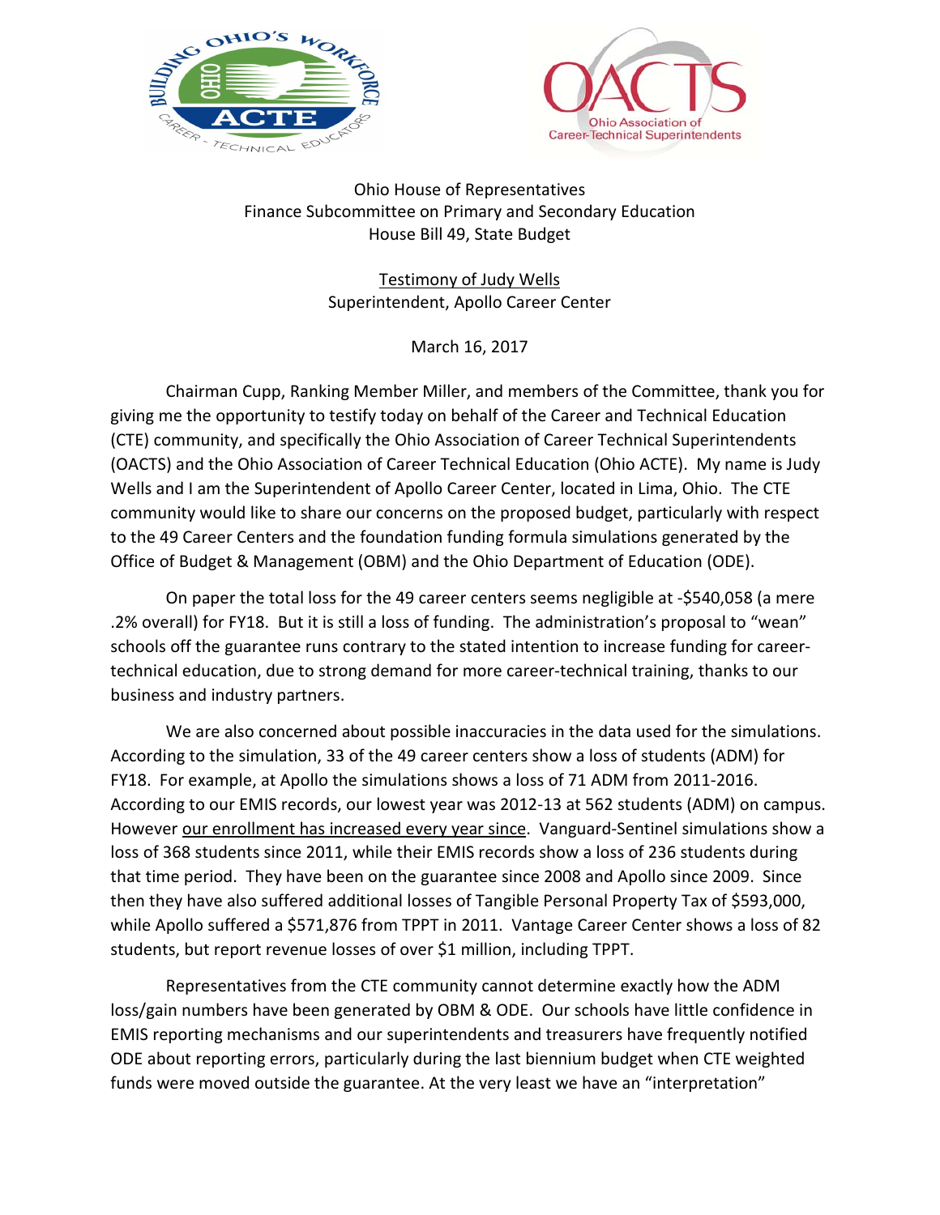Ohio House of Representatives
Finance Subcommittee on Primary and Secondary Education
House Bill 49, State Budget

<u>Testimony of Judy Wells</u>
Superintendent, Apollo Career Center

March 16, 2017

Chairman Cupp, Ranking Member Miller, and members of the Committee, thank you for giving me the opportunity to testify today on behalf of the Career and Technical Education (CTE) community, and specifically the Ohio Association of Career Technical Superintendents (OACTS) and the Ohio Association of Career Technical Education (Ohio ACTE). My name is Judy Wells and I am the Superintendent of Apollo Career Center, located in Lima, Ohio. The CTE community would like to share our concerns on the proposed budget, particularly with respect to the 49 Career Centers and the foundation funding formula simulations generated by the Office of Budget & Management (OBM) and the Ohio Department of Education (ODE).

On paper the total loss for the 49 career centers seems negligible at -$540,058 (a mere .2% overall) for FY18. But it is still a loss of funding. The administration's proposal to "wean" schools off the guarantee runs contrary to the stated intention to increase funding for career-technical education, due to strong demand for more career-technical training, thanks to our business and industry partners.

We are also concerned about possible inaccuracies in the data used for the simulations. According to the simulation, 33 of the 49 career centers show a loss of students (ADM) for FY18. For example, at Apollo the simulations shows a loss of 71 ADM from 2011-2016. According to our EMIS records, our lowest year was 2012-13 at 562 students (ADM) on campus. However <u>our enrollment has increased every year since</u>. Vanguard-Sentinel simulations show a loss of 368 students since 2011, while their EMIS records show a loss of 236 students during that time period. They have been on the guarantee since 2008 and Apollo since 2009. Since then they have also suffered additional losses of Tangible Personal Property Tax of $593,000, while Apollo suffered a $571,876 from TPPT in 2011. Vantage Career Center shows a loss of 82 students, but report revenue losses of over $1 million, including TPPT.

Representatives from the CTE community cannot determine exactly how the ADM loss/gain numbers have been generated by OBM & ODE. Our schools have little confidence in EMIS reporting mechanisms and our superintendents and treasurers have frequently notified ODE about reporting errors, particularly during the last biennium budget when CTE weighted funds were moved outside the guarantee. At the very least we have an "interpretation"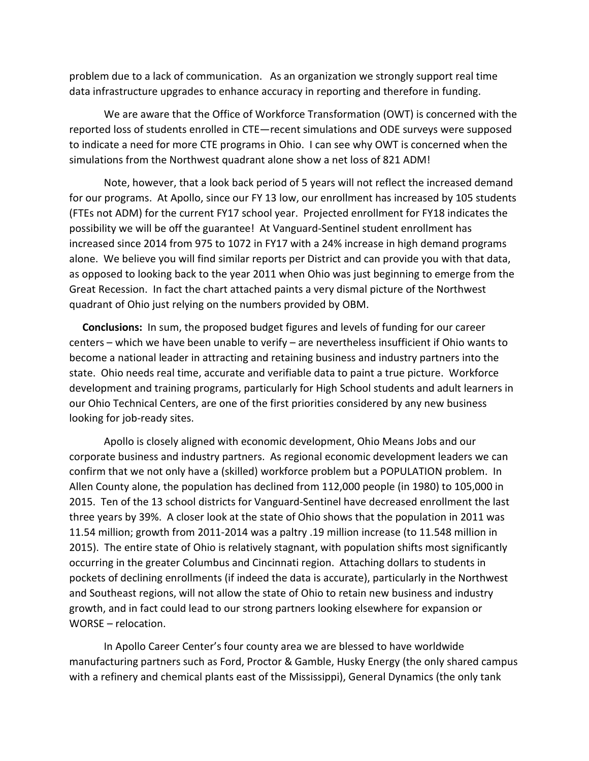problem due to a lack of communication. As an organization we strongly support real time data infrastructure upgrades to enhance accuracy in reporting and therefore in funding.

We are aware that the Office of Workforce Transformation (OWT) is concerned with the reported loss of students enrolled in CTE—recent simulations and ODE surveys were supposed to indicate a need for more CTE programs in Ohio. I can see why OWT is concerned when the simulations from the Northwest quadrant alone show a net loss of 821 ADM!

Note, however, that a look back period of 5 years will not reflect the increased demand for our programs. At Apollo, since our FY 13 low, our enrollment has increased by 105 students (FTEs not ADM) for the current FY17 school year. Projected enrollment for FY18 indicates the possibility we will be off the guarantee! At Vanguard-Sentinel student enrollment has increased since 2014 from 975 to 1072 in FY17 with a 24% increase in high demand programs alone. We believe you will find similar reports per District and can provide you with that data, as opposed to looking back to the year 2011 when Ohio was just beginning to emerge from the Great Recession. In fact the chart attached paints a very dismal picture of the Northwest quadrant of Ohio just relying on the numbers provided by OBM.

**Conclusions:** In sum, the proposed budget figures and levels of funding for our career centers – which we have been unable to verify – are nevertheless insufficient if Ohio wants to become a national leader in attracting and retaining business and industry partners into the state. Ohio needs real time, accurate and verifiable data to paint a true picture. Workforce development and training programs, particularly for High School students and adult learners in our Ohio Technical Centers, are one of the first priorities considered by any new business looking for job-ready sites.

Apollo is closely aligned with economic development, Ohio Means Jobs and our corporate business and industry partners. As regional economic development leaders we can confirm that we not only have a (skilled) workforce problem but a POPULATION problem. In Allen County alone, the population has declined from 112,000 people (in 1980) to 105,000 in 2015. Ten of the 13 school districts for Vanguard-Sentinel have decreased enrollment the last three years by 39%. A closer look at the state of Ohio shows that the population in 2011 was 11.54 million; growth from 2011-2014 was a paltry .19 million increase (to 11.548 million in 2015). The entire state of Ohio is relatively stagnant, with population shifts most significantly occurring in the greater Columbus and Cincinnati region. Attaching dollars to students in pockets of declining enrollments (if indeed the data is accurate), particularly in the Northwest and Southeast regions, will not allow the state of Ohio to retain new business and industry growth, and in fact could lead to our strong partners looking elsewhere for expansion or WORSE – relocation.

In Apollo Career Center's four county area we are blessed to have worldwide manufacturing partners such as Ford, Proctor & Gamble, Husky Energy (the only shared campus with a refinery and chemical plants east of the Mississippi), General Dynamics (the only tank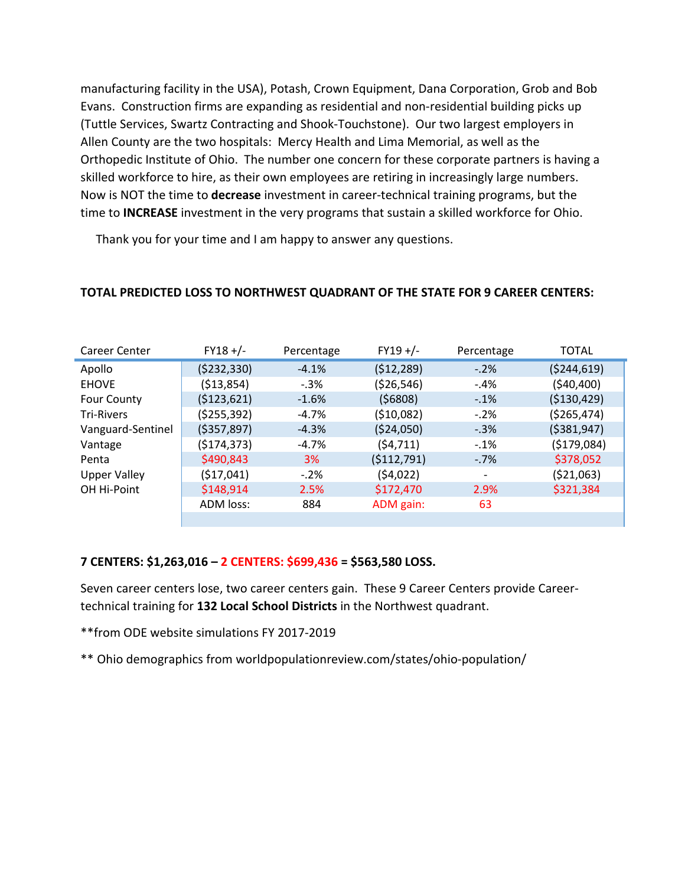manufacturing facility in the USA), Potash, Crown Equipment, Dana Corporation, Grob and Bob Evans. Construction firms are expanding as residential and non-residential building picks up (Tuttle Services, Swartz Contracting and Shook-Touchstone). Our two largest employers in Allen County are the two hospitals: Mercy Health and Lima Memorial, as well as the Orthopedic Institute of Ohio. The number one concern for these corporate partners is having a skilled workforce to hire, as their own employees are retiring in increasingly large numbers. Now is NOT the time to **decrease** investment in career-technical training programs, but the time to **INCREASE** investment in the very programs that sustain a skilled workforce for Ohio.

Thank you for your time and I am happy to answer any questions.

**TOTAL PREDICTED LOSS TO NORTHWEST QUADRANT OF THE STATE FOR 9 CAREER CENTERS:**

| Career Center | FY18 +/- | Percentage | FY19 +/- | Percentage | TOTAL |
|---|---|---|---|---|---|
| Apollo | ($232,330) | -4.1% | ($12,289) | -.2% | ($244,619) |
| EHOVE | ($13,854) | -.3% | ($26,546) | -.4% | ($40,400) |
| Four County | ($123,621) | -1.6% | ($6808) | -.1% | ($130,429) |
| Tri-Rivers | ($255,392) | -4.7% | ($10,082) | -.2% | ($265,474) |
| Vanguard-Sentinel | ($357,897) | -4.3% | ($24,050) | -.3% | ($381,947) |
| Vantage | ($174,373) | -4.7% | ($4,711) | -.1% | ($179,084) |
| Penta | $490,843 | 3% | ($112,791) | -.7% | $378,052 |
| Upper Valley | ($17,041) | -.2% | ($4,022) | - | ($21,063) |
| OH Hi-Point | $148,914 | 2.5% | $172,470 | 2.9% | $321,384 |
| | ADM loss: | 884 | ADM gain: | 63 | |

**7 CENTERS: $1,263,016 – 2 CENTERS: $699,436 = $563,580 LOSS.**

Seven career centers lose, two career centers gain. These 9 Career Centers provide Career-technical training for **132 Local School Districts** in the Northwest quadrant.

**from ODE website simulations FY 2017-2019

** Ohio demographics from worldpopulationreview.com/states/ohio-population/